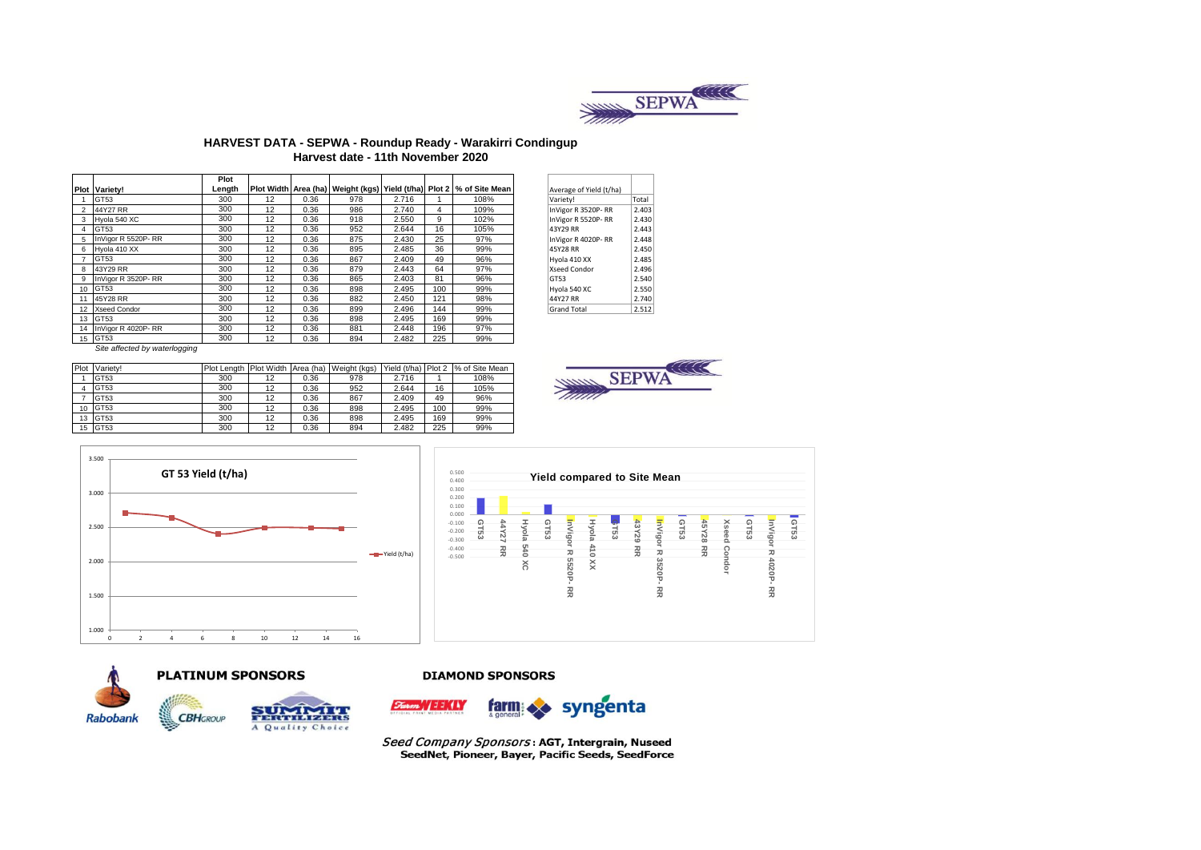# HARVEST DATA - SEPWA - Roundup Ready - Warakirri Condingup

## Harvest date - 11th November 2020

| Plot | Variety! | Plot Length | Plot Width | Area (ha) | Weight (kgs) | Yield (t/ha) | Plot 2 | % of Site Mean |
|---|---|---|---|---|---|---|---|---|
| 1 | GT53 | 300 | 12 | 0.36 | 978 | 2.716 | 1 | 108% |
| 2 | 44Y27 RR | 300 | 12 | 0.36 | 986 | 2.740 | 4 | 109% |
| 3 | Hyola 540 XC | 300 | 12 | 0.36 | 918 | 2.550 | 9 | 102% |
| 4 | GT53 | 300 | 12 | 0.36 | 952 | 2.644 | 16 | 105% |
| 5 | InVigor R 5520P- RR | 300 | 12 | 0.36 | 875 | 2.430 | 25 | 97% |
| 6 | Hyola 410 XX | 300 | 12 | 0.36 | 895 | 2.485 | 36 | 99% |
| 7 | GT53 | 300 | 12 | 0.36 | 867 | 2.409 | 49 | 96% |
| 8 | 43Y29 RR | 300 | 12 | 0.36 | 879 | 2.443 | 64 | 97% |
| 9 | InVigor R 3520P- RR | 300 | 12 | 0.36 | 865 | 2.403 | 81 | 96% |
| 10 | GT53 | 300 | 12 | 0.36 | 898 | 2.495 | 100 | 99% |
| 11 | 45Y28 RR | 300 | 12 | 0.36 | 882 | 2.450 | 121 | 98% |
| 12 | Xseed Condor | 300 | 12 | 0.36 | 899 | 2.496 | 144 | 99% |
| 13 | GT53 | 300 | 12 | 0.36 | 898 | 2.495 | 169 | 99% |
| 14 | InVigor R 4020P- RR | 300 | 12 | 0.36 | 881 | 2.448 | 196 | 97% |
| 15 | GT53 | 300 | 12 | 0.36 | 894 | 2.482 | 225 | 99% |

*Site affected by waterlogging*

| Average of Yield (t/ha) | |
|---|---|
| Variety! | Total |
| InVigor R 3520P- RR | 2.403 |
| InVigor R 5520P- RR | 2.430 |
| 43Y29 RR | 2.443 |
| InVigor R 4020P- RR | 2.448 |
| 45Y28 RR | 2.450 |
| Hyola 410 XX | 2.485 |
| Xseed Condor | 2.496 |
| GT53 | 2.540 |
| Hyola 540 XC | 2.550 |
| 44Y27 RR | 2.740 |
| Grand Total | 2.512 |

| Plot | Variety! | Plot Length | Plot Width | Area (ha) | Weight (kgs) | Yield (t/ha) | Plot 2 | % of Site Mean |
|---|---|---|---|---|---|---|---|---|
| 1 | GT53 | 300 | 12 | 0.36 | 978 | 2.716 | 1 | 108% |
| 4 | GT53 | 300 | 12 | 0.36 | 952 | 2.644 | 16 | 105% |
| 7 | GT53 | 300 | 12 | 0.36 | 867 | 2.409 | 49 | 96% |
| 10 | GT53 | 300 | 12 | 0.36 | 898 | 2.495 | 100 | 99% |
| 13 | GT53 | 300 | 12 | 0.36 | 898 | 2.495 | 169 | 99% |
| 15 | GT53 | 300 | 12 | 0.36 | 894 | 2.482 | 225 | 99% |

**GT 53 Yield (t/ha)**

**Yield compared to Site Mean**

**PLATINUM SPONSORS**

**DIAMOND SPONSORS**

*Seed Company Sponsors*: **AGT, Intergrain, Nuseed SeedNet, Pioneer, Bayer, Pacific Seeds, SeedForce**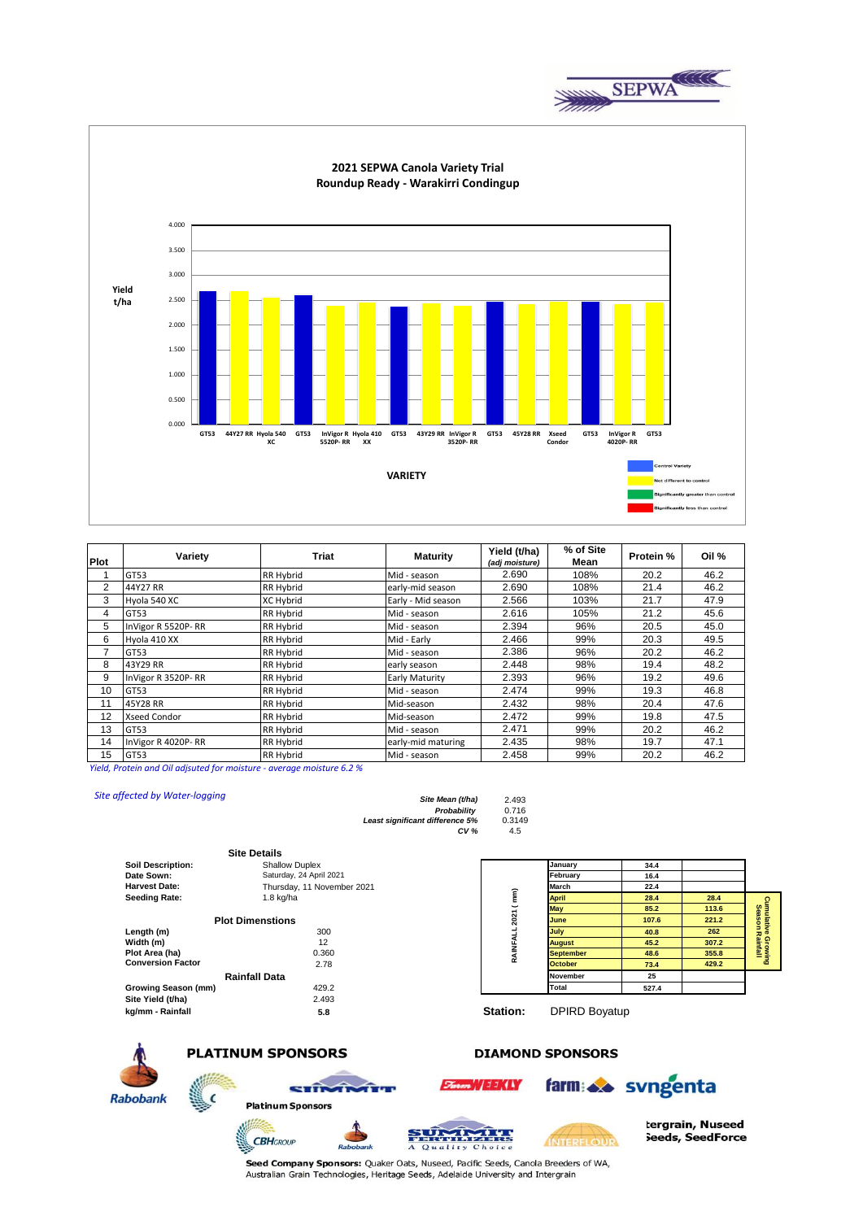# 2021 SEPWA Canola Variety Trial
## Roundup Ready - Warakirri Condingup

Yield t/ha

VARIETY

Control Variety
Not different to control
Significantly greater than control
Significantly less than control

| Plot | Variety | Triat | Maturity | Yield (t/ha) *(adj moisture)* | % of Site Mean | Protein % | Oil % |
|---|---|---|---|---|---|---|---|
| 1 | GT53 | RR Hybrid | Mid - season | 2.690 | 108% | 20.2 | 46.2 |
| 2 | 44Y27 RR | RR Hybrid | early-mid season | 2.690 | 108% | 21.4 | 46.2 |
| 3 | Hyola 540 XC | XC Hybrid | Early - Mid season | 2.566 | 103% | 21.7 | 47.9 |
| 4 | GT53 | RR Hybrid | Mid - season | 2.616 | 105% | 21.2 | 45.6 |
| 5 | InVigor R 5520P- RR | RR Hybrid | Mid - season | 2.394 | 96% | 20.5 | 45.0 |
| 6 | Hyola 410 XX | RR Hybrid | Mid - Early | 2.466 | 99% | 20.3 | 49.5 |
| 7 | GT53 | RR Hybrid | Mid - season | 2.386 | 96% | 20.2 | 46.2 |
| 8 | 43Y29 RR | RR Hybrid | early season | 2.448 | 98% | 19.4 | 48.2 |
| 9 | InVigor R 3520P- RR | RR Hybrid | Early Maturity | 2.393 | 96% | 19.2 | 49.6 |
| 10 | GT53 | RR Hybrid | Mid - season | 2.474 | 99% | 19.3 | 46.8 |
| 11 | 45Y28 RR | RR Hybrid | Mid-season | 2.432 | 98% | 20.4 | 47.6 |
| 12 | Xseed Condor | RR Hybrid | Mid-season | 2.472 | 99% | 19.8 | 47.5 |
| 13 | GT53 | RR Hybrid | Mid - season | 2.471 | 99% | 20.2 | 46.2 |
| 14 | InVigor R 4020P- RR | RR Hybrid | early-mid maturing | 2.435 | 98% | 19.7 | 47.1 |
| 15 | GT53 | RR Hybrid | Mid - season | 2.458 | 99% | 20.2 | 46.2 |

*Yield, Protein and Oil adjsuted for moisture - average moisture 6.2 %*

*Site affected by Water-logging*

| | |
|---|---|
| *Site Mean (t/ha)* | 2.493 |
| *Probability* | 0.716 |
| *Least significant difference 5%* | 0.3149 |
| *CV %* | 4.5 |

### Site Details

| | |
|---|---|
| **Soil Description:** | Shallow Duplex |
| **Date Sown:** | Saturday, 24 April 2021 |
| **Harvest Date:** | Thursday, 11 November 2021 |
| **Seeding Rate:** | 1.8 kg/ha |

### Plot Dimenstions

| | |
|---|---|
| **Length (m)** | 300 |
| **Width (m)** | 12 |
| **Plot Area (ha)** | 0.360 |
| **Conversion Factor** | 2.78 |

### Rainfall Data

| | |
|---|---|
| **Growing Season (mm)** | 429.2 |
| **Site Yield (t/ha)** | 2.493 |
| **kg/mm - Rainfall** | 5.8 |

RAINFALL 2021 ( mm)

| Month | Rainfall | Cumulative Growing Season Rainfall |
|---|---|---|
| January | 34.4 | |
| February | 16.4 | |
| March | 22.4 | |
| April | 28.4 | 28.4 |
| May | 85.2 | 113.6 |
| June | 107.6 | 221.2 |
| July | 40.8 | 262 |
| August | 45.2 | 307.2 |
| September | 48.6 | 355.8 |
| October | 73.4 | 429.2 |
| November | 25 | |
| Total | 527.4 | |

**Station:** DPIRD Boyatup

**PLATINUM SPONSORS** **DIAMOND SPONSORS**

Platinum Sponsors

tergrain, Nuseed Seeds, SeedForce

**Seed Company Sponsors:** Quaker Oats, Nuseed, Pacific Seeds, Canola Breeders of WA, Australian Grain Technologies, Heritage Seeds, Adelaide University and Intergrain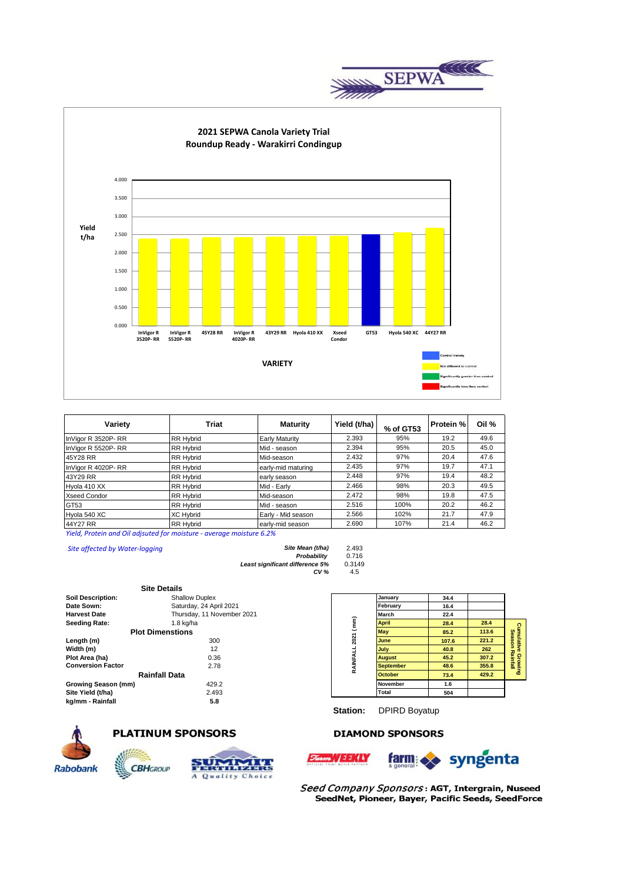SEPWA

## 2021 SEPWA Canola Variety Trial
## Roundup Ready - Warakirri Condingup

4.000
3.500
3.000
Yield t/ha
2.500
2.000
1.500
1.000
0.500
0.000

InVigor R 3520P- RR
InVigor R 5520P- RR
45Y28 RR
InVigor R 4020P- RR
43Y29 RR
Hyola 410 XX
Xseed Condor
GT53
Hyola 540 XC
44Y27 RR

VARIETY

Control Variety
Not different to control
Significantly greater than control
Significantly less than control

| Variety | Triat | Maturity | Yield (t/ha) | % of GT53 | Protein % | Oil % |
|---|---|---|---|---|---|---|
| InVigor R 3520P- RR | RR Hybrid | Early Maturity | 2.393 | 95% | 19.2 | 49.6 |
| InVigor R 5520P- RR | RR Hybrid | Mid - season | 2.394 | 95% | 20.5 | 45.0 |
| 45Y28 RR | RR Hybrid | Mid-season | 2.432 | 97% | 20.4 | 47.6 |
| InVigor R 4020P- RR | RR Hybrid | early-mid maturing | 2.435 | 97% | 19.7 | 47.1 |
| 43Y29 RR | RR Hybrid | early season | 2.448 | 97% | 19.4 | 48.2 |
| Hyola 410 XX | RR Hybrid | Mid - Early | 2.466 | 98% | 20.3 | 49.5 |
| Xseed Condor | RR Hybrid | Mid-season | 2.472 | 98% | 19.8 | 47.5 |
| GT53 | RR Hybrid | Mid - season | 2.516 | 100% | 20.2 | 46.2 |
| Hyola 540 XC | XC Hybrid | Early - Mid season | 2.566 | 102% | 21.7 | 47.9 |
| 44Y27 RR | RR Hybrid | early-mid season | 2.690 | 107% | 21.4 | 46.2 |

*Yield, Protein and Oil adjsuted for moisture - average moisture 6.2%*

*Site affected by Water-logging*

| | |
|---|---|
| ***Site Mean (t/ha)*** | 2.493 |
| ***Probability*** | 0.716 |
| ***Least significant difference 5%*** | 0.3149 |
| ***CV %*** | 4.5 |

### Site Details

| | |
|---|---|
| **Soil Description:** | Shallow Duplex |
| **Date Sown:** | Saturday, 24 April 2021 |
| **Harvest Date** | Thursday, 11 November 2021 |
| **Seeding Rate:** | 1.8 kg/ha |

### Plot Dimenstions

| | |
|---|---|
| **Length (m)** | 300 |
| **Width (m)** | 12 |
| **Plot Area (ha)** | 0.36 |
| **Conversion Factor** | 2.78 |

### Rainfall Data

| | |
|---|---|
| **Growing Season (mm)** | 429.2 |
| **Site Yield (t/ha)** | 2.493 |
| **kg/mm - Rainfall** | **5.8** |

RAINFALL 2021 (mm)

| Month | Rainfall | Cumulative Growing Season Rainfall |
|---|---|---|
| January | 34.4 | |
| February | 16.4 | |
| March | 22.4 | |
| April | 28.4 | 28.4 |
| May | 85.2 | 113.6 |
| June | 107.6 | 221.2 |
| July | 40.8 | 262 |
| August | 45.2 | 307.2 |
| September | 48.6 | 355.8 |
| October | 73.4 | 429.2 |
| November | 1.6 | |
| Total | 504 | |

**Station:** DPIRD Boyatup

**PLATINUM SPONSORS**

Rabobank, CBH GROUP, SUMMIT FERTILIZERS A Quality Choice

**DIAMOND SPONSORS**

Farm WEEKLY, farm & general, syngenta

*Seed Company Sponsors* : **AGT, Intergrain, Nuseed SeedNet, Pioneer, Bayer, Pacific Seeds, SeedForce**